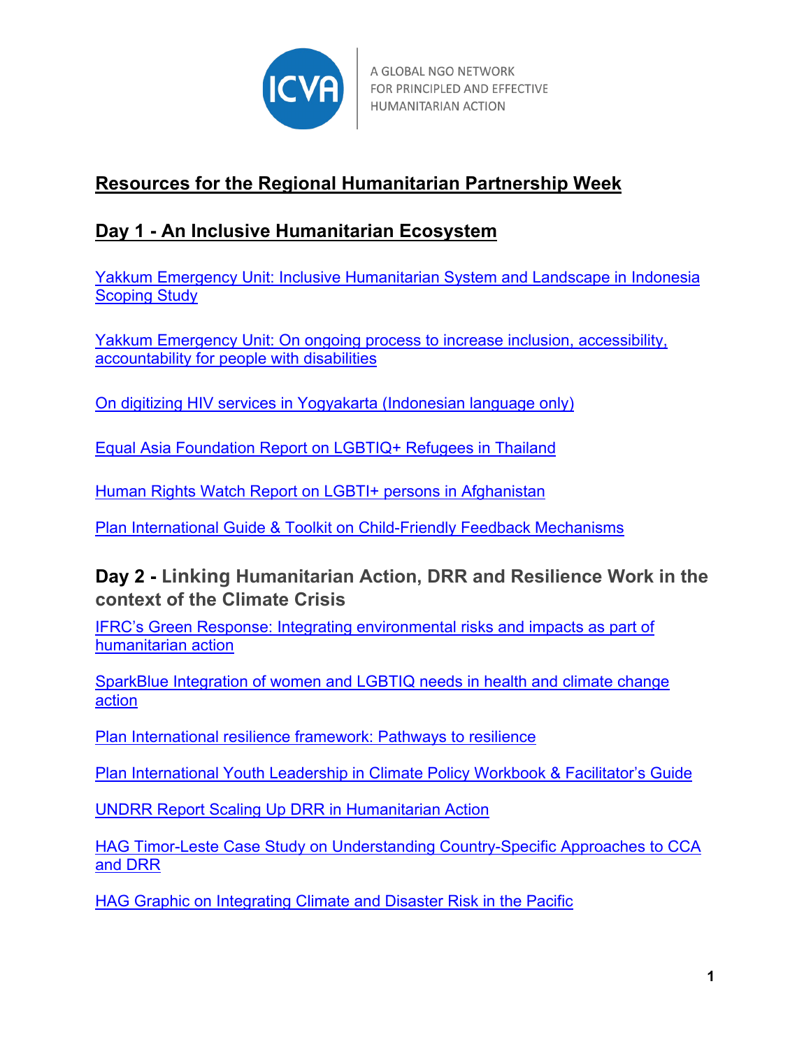# Resources for the Regional Humanitarian Partnership Week

## Day 1 - An Inclusive Humanitarian Ecosystem

Yakkum Emergency Unit: Inclusive Humanitarian System and Landscape in Indonesia Scoping Study

Yakkum Emergency Unit: On ongoing process to increase inclusion, accessibility, accountability for people with disabilities

On digitizing HIV services in Yogyakarta (Indonesian language only)

Equal Asia Foundation Report on LGBTIQ+ Refugees in Thailand

Human Rights Watch Report on LGBTI+ persons in Afghanistan

Plan International Guide & Toolkit on Child-Friendly Feedback Mechanisms

## Day 2 - Linking Humanitarian Action, DRR and Resilience Work in the context of the Climate Crisis

IFRC's Green Response: Integrating environmental risks and impacts as part of humanitarian action

SparkBlue Integration of women and LGBTIQ needs in health and climate change action

Plan International resilience framework: Pathways to resilience

Plan International Youth Leadership in Climate Policy Workbook & Facilitator's Guide

UNDRR Report Scaling Up DRR in Humanitarian Action

HAG Timor-Leste Case Study on Understanding Country-Specific Approaches to CCA and DRR

HAG Graphic on Integrating Climate and Disaster Risk in the Pacific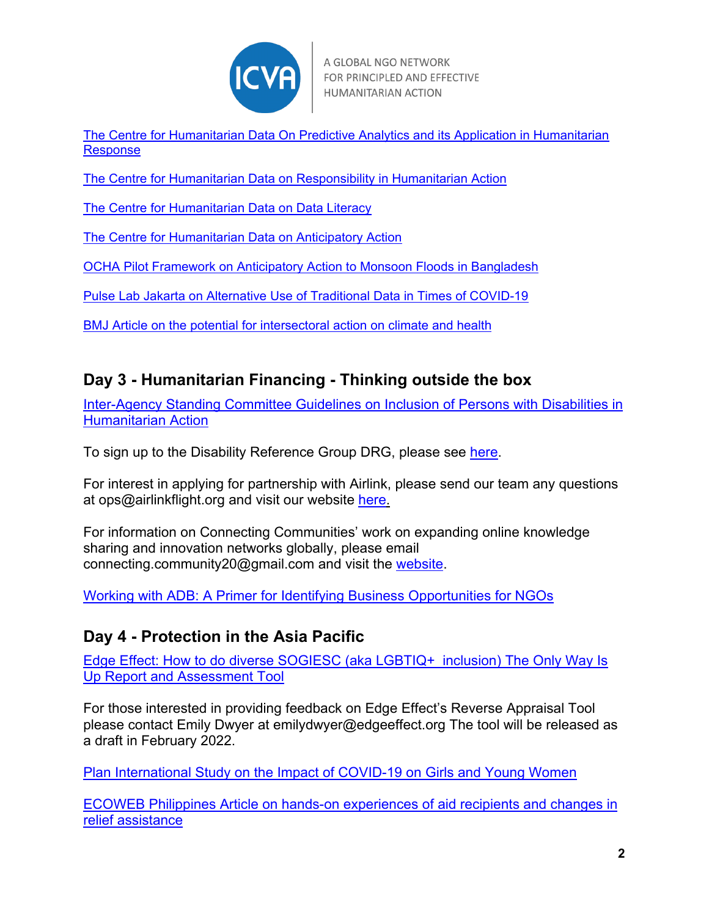The Centre for Humanitarian Data On Predictive Analytics and its Application in Humanitarian Response

The Centre for Humanitarian Data on Responsibility in Humanitarian Action

The Centre for Humanitarian Data on Data Literacy

The Centre for Humanitarian Data on Anticipatory Action

OCHA Pilot Framework on Anticipatory Action to Monsoon Floods in Bangladesh

Pulse Lab Jakarta on Alternative Use of Traditional Data in Times of COVID-19

BMJ Article on the potential for intersectoral action on climate and health

## Day 3 - Humanitarian Financing - Thinking outside the box

Inter-Agency Standing Committee Guidelines on Inclusion of Persons with Disabilities in Humanitarian Action

To sign up to the Disability Reference Group DRG, please see here.

For interest in applying for partnership with Airlink, please send our team any questions at ops@airlinkflight.org and visit our website here.

For information on Connecting Communities' work on expanding online knowledge sharing and innovation networks globally, please email connecting.community20@gmail.com and visit the website.

Working with ADB: A Primer for Identifying Business Opportunities for NGOs

## Day 4 - Protection in the Asia Pacific

Edge Effect: How to do diverse SOGIESC (aka LGBTIQ+ inclusion) The Only Way Is Up Report and Assessment Tool

For those interested in providing feedback on Edge Effect's Reverse Appraisal Tool please contact Emily Dwyer at emilydwyer@edgeeffect.org The tool will be released as a draft in February 2022.

Plan International Study on the Impact of COVID-19 on Girls and Young Women

ECOWEB Philippines Article on hands-on experiences of aid recipients and changes in relief assistance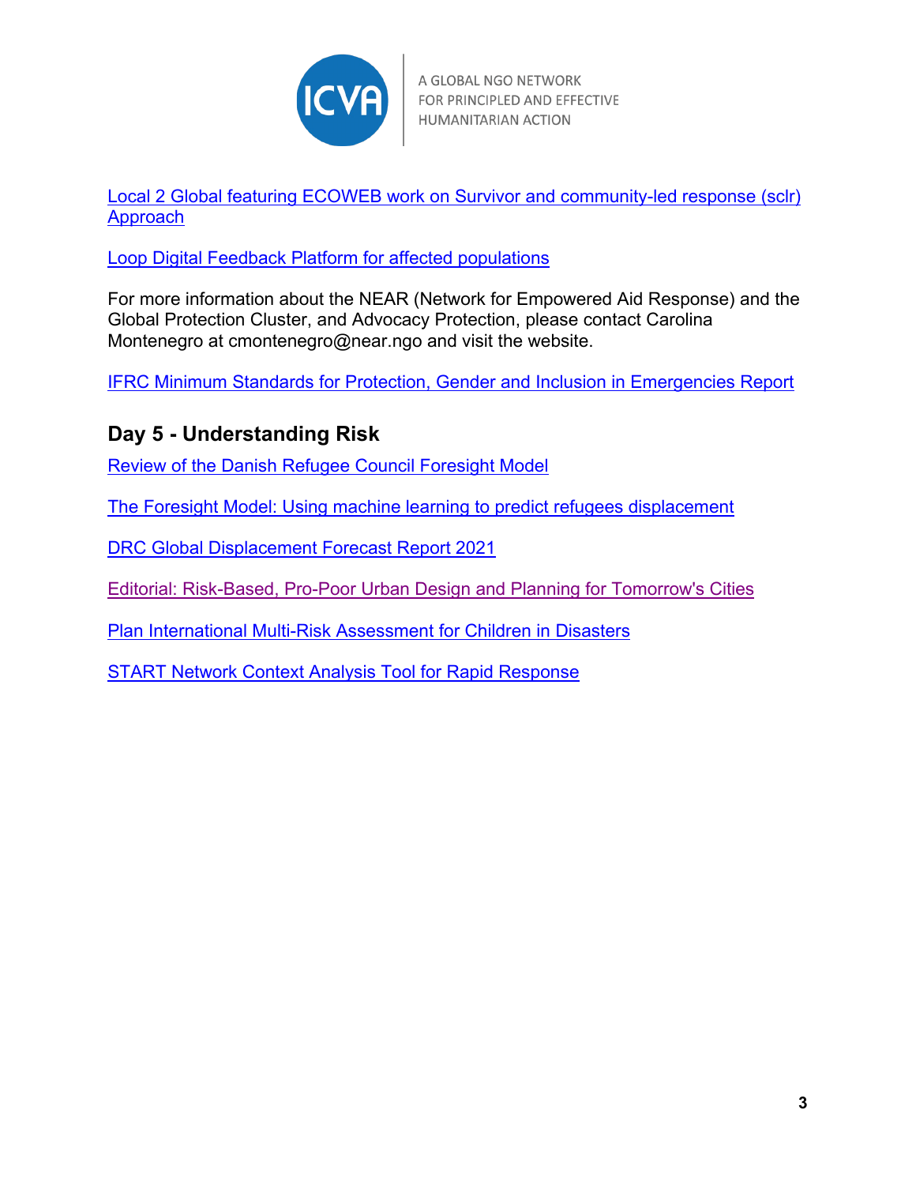Local 2 Global featuring ECOWEB work on Survivor and community-led response (sclr) Approach

Loop Digital Feedback Platform for affected populations

For more information about the NEAR (Network for Empowered Aid Response) and the Global Protection Cluster, and Advocacy Protection, please contact Carolina Montenegro at cmontenegro@near.ngo and visit the website.

IFRC Minimum Standards for Protection, Gender and Inclusion in Emergencies Report

## Day 5 - Understanding Risk

Review of the Danish Refugee Council Foresight Model

The Foresight Model: Using machine learning to predict refugees displacement

DRC Global Displacement Forecast Report 2021

Editorial: Risk-Based, Pro-Poor Urban Design and Planning for Tomorrow's Cities

Plan International Multi-Risk Assessment for Children in Disasters

START Network Context Analysis Tool for Rapid Response